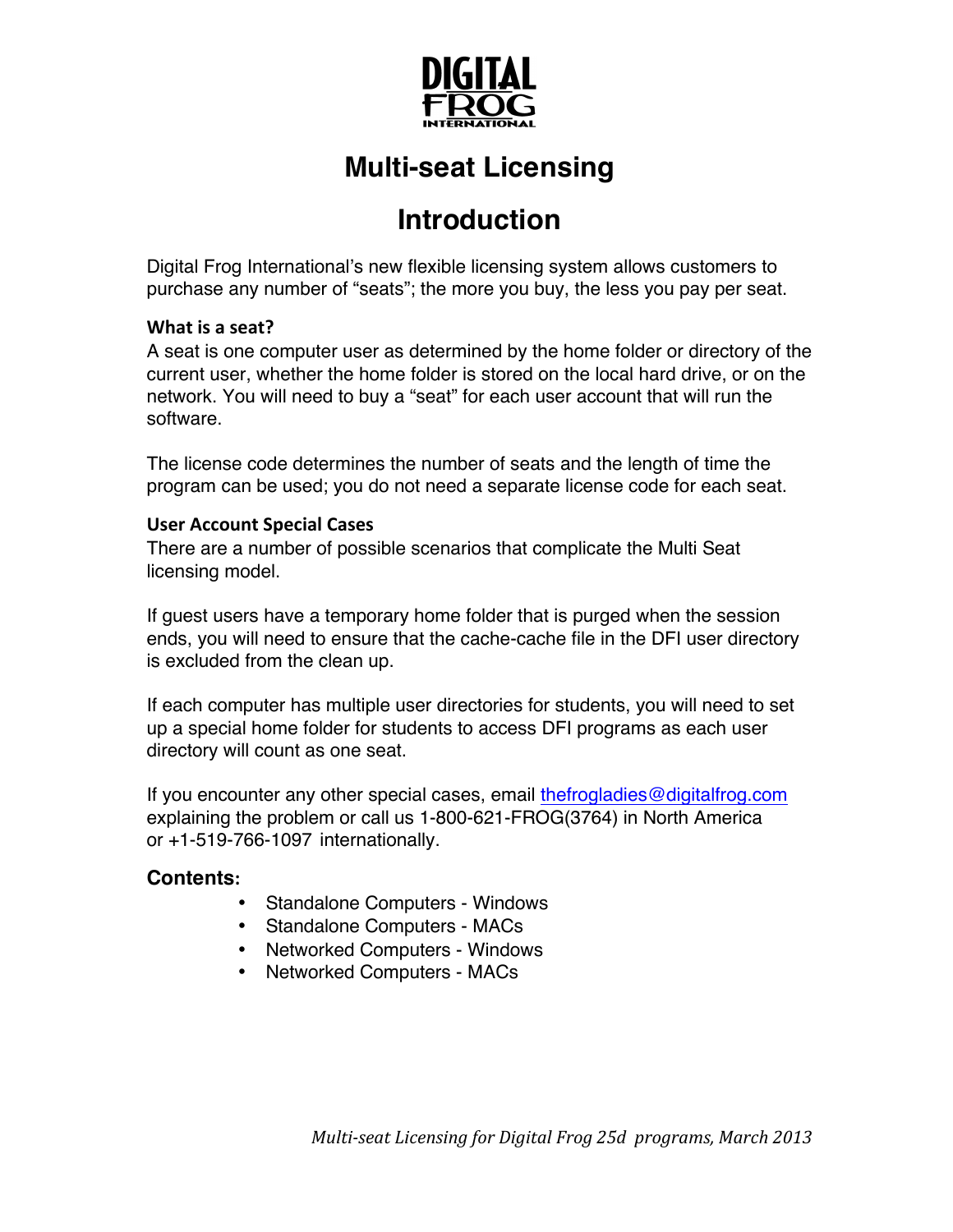DIGITAL FROG INTERNATIONAL

# Multi-seat Licensing

## Introduction

Digital Frog International's new flexible licensing system allows customers to purchase any number of "seats"; the more you buy, the less you pay per seat.

**What is a seat?**

A seat is one computer user as determined by the home folder or directory of the current user, whether the home folder is stored on the local hard drive, or on the network. You will need to buy a "seat" for each user account that will run the software.

The license code determines the number of seats and the length of time the program can be used; you do not need a separate license code for each seat.

**User Account Special Cases**

There are a number of possible scenarios that complicate the Multi Seat licensing model.

If guest users have a temporary home folder that is purged when the session ends, you will need to ensure that the cache-cache file in the DFI user directory is excluded from the clean up.

If each computer has multiple user directories for students, you will need to set up a special home folder for students to access DFI programs as each user directory will count as one seat.

If you encounter any other special cases, email thefrogladies@digitalfrog.com explaining the problem or call us 1-800-621-FROG(3764) in North America or +1-519-766-1097 internationally.

**Contents:**

- Standalone Computers - Windows
- Standalone Computers - MACs
- Networked Computers - Windows
- Networked Computers - MACs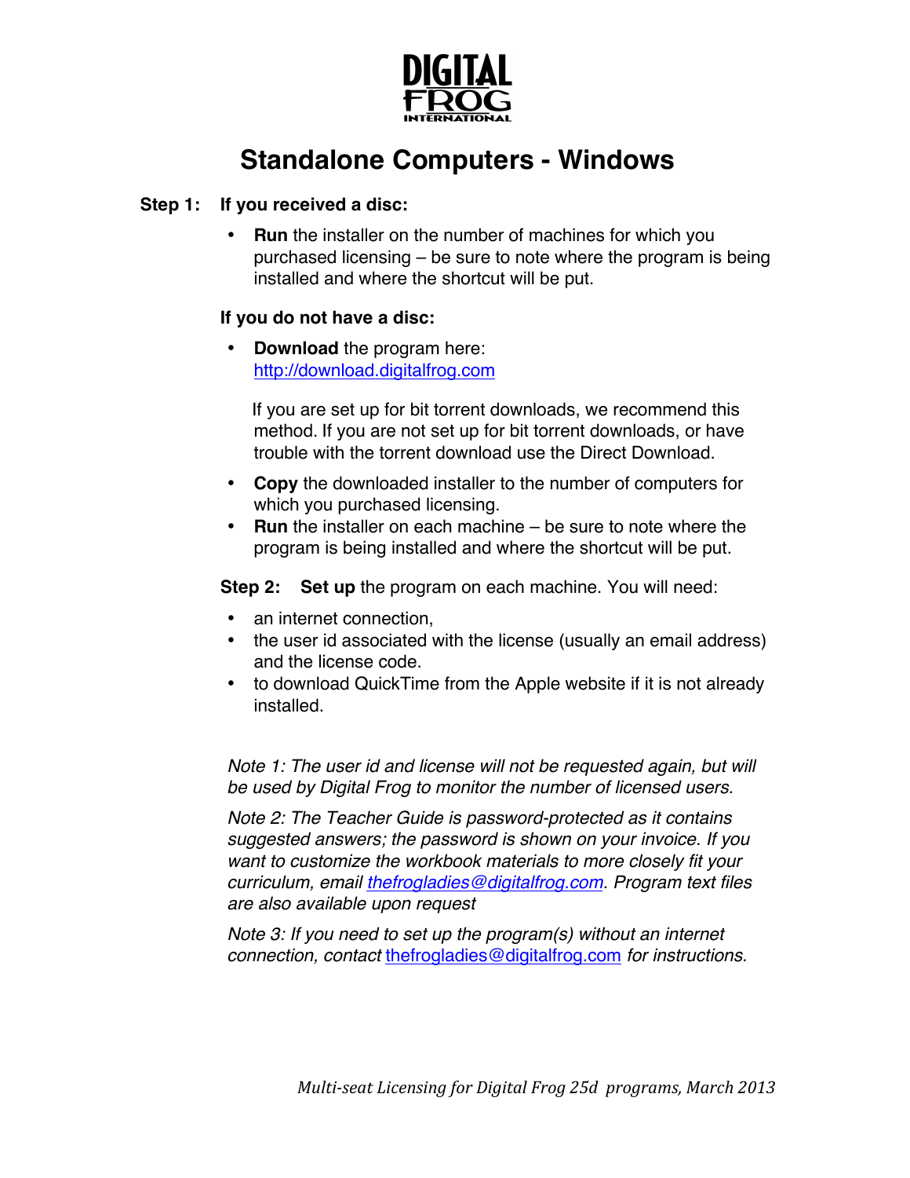DIGITAL FROG INTERNATIONAL

# Standalone Computers - Windows

**Step 1: If you received a disc:**

- **Run** the installer on the number of machines for which you purchased licensing – be sure to note where the program is being installed and where the shortcut will be put.

**If you do not have a disc:**

- **Download** the program here: [http://download.digitalfrog.com](http://download.digitalfrog.com)

  If you are set up for bit torrent downloads, we recommend this method. If you are not set up for bit torrent downloads, or have trouble with the torrent download use the Direct Download.

- **Copy** the downloaded installer to the number of computers for which you purchased licensing.
- **Run** the installer on each machine – be sure to note where the program is being installed and where the shortcut will be put.

**Step 2: Set up** the program on each machine. You will need:

- an internet connection,
- the user id associated with the license (usually an email address) and the license code.
- to download QuickTime from the Apple website if it is not already installed.

*Note 1: The user id and license will not be requested again, but will be used by Digital Frog to monitor the number of licensed users.*

*Note 2: The Teacher Guide is password-protected as it contains suggested answers; the password is shown on your invoice. If you want to customize the workbook materials to more closely fit your curriculum, email [thefrogladies@digitalfrog.com](mailto:thefrogladies@digitalfrog.com). Program text files are also available upon request*

*Note 3: If you need to set up the program(s) without an internet connection, contact [thefrogladies@digitalfrog.com](mailto:thefrogladies@digitalfrog.com) for instructions.*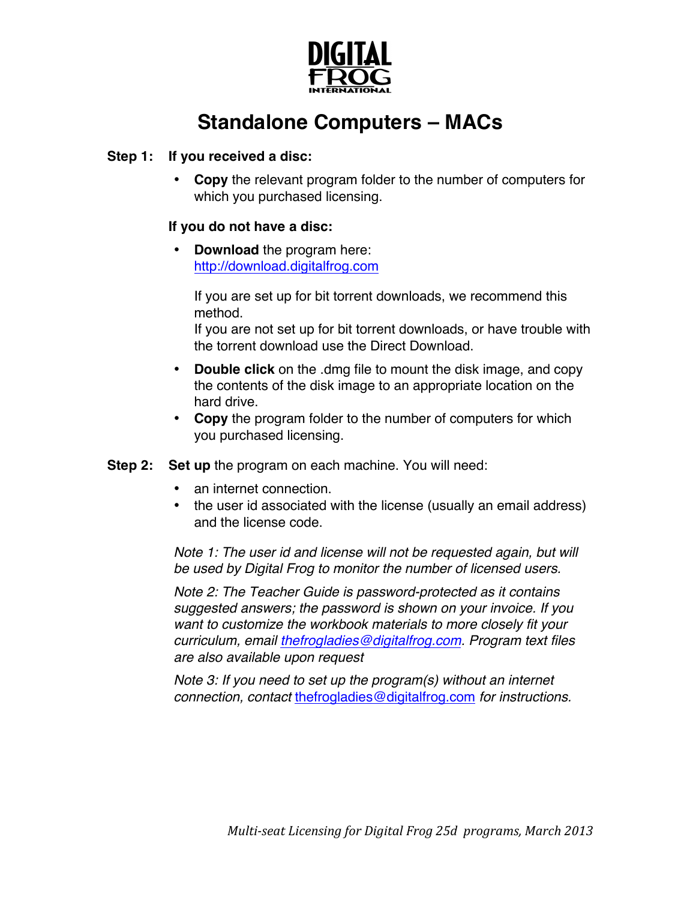DIGITAL FROG INTERNATIONAL

# Standalone Computers – MACs

**Step 1: If you received a disc:**

- **Copy** the relevant program folder to the number of computers for which you purchased licensing.

**If you do not have a disc:**

- **Download** the program here: http://download.digitalfrog.com

  If you are set up for bit torrent downloads, we recommend this method.
  If you are not set up for bit torrent downloads, or have trouble with the torrent download use the Direct Download.

- **Double click** on the .dmg file to mount the disk image, and copy the contents of the disk image to an appropriate location on the hard drive.
- **Copy** the program folder to the number of computers for which you purchased licensing.

**Step 2: Set up** the program on each machine. You will need:

- an internet connection.
- the user id associated with the license (usually an email address) and the license code.

*Note 1: The user id and license will not be requested again, but will be used by Digital Frog to monitor the number of licensed users.*

*Note 2: The Teacher Guide is password-protected as it contains suggested answers; the password is shown on your invoice. If you want to customize the workbook materials to more closely fit your curriculum, email thefrogladies@digitalfrog.com. Program text files are also available upon request*

*Note 3: If you need to set up the program(s) without an internet connection, contact thefrogladies@digitalfrog.com for instructions.*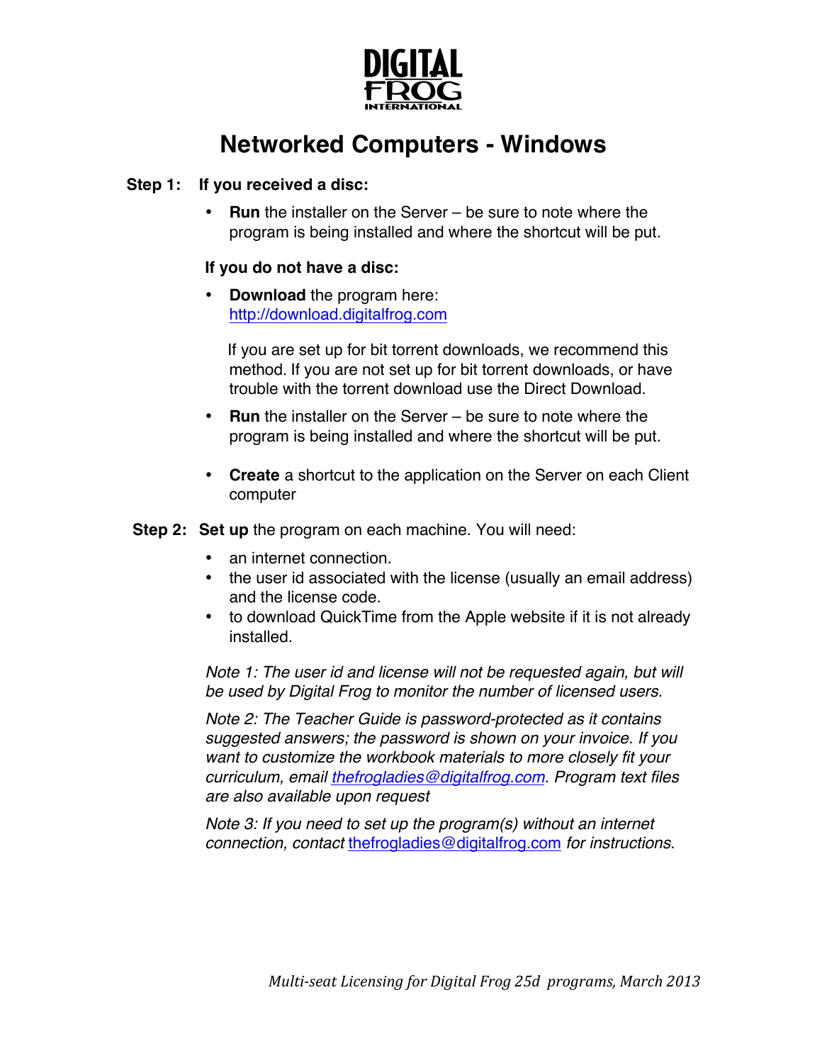DIGITAL FROG INTERNATIONAL

# Networked Computers - Windows

**Step 1: If you received a disc:**

- **Run** the installer on the Server – be sure to note where the program is being installed and where the shortcut will be put.

**If you do not have a disc:**

- **Download** the program here: http://download.digitalfrog.com

  If you are set up for bit torrent downloads, we recommend this method. If you are not set up for bit torrent downloads, or have trouble with the torrent download use the Direct Download.

- **Run** the installer on the Server – be sure to note where the program is being installed and where the shortcut will be put.

- **Create** a shortcut to the application on the Server on each Client computer

**Step 2: Set up** the program on each machine. You will need:

- an internet connection.
- the user id associated with the license (usually an email address) and the license code.
- to download QuickTime from the Apple website if it is not already installed.

*Note 1: The user id and license will not be requested again, but will be used by Digital Frog to monitor the number of licensed users.*

*Note 2: The Teacher Guide is password-protected as it contains suggested answers; the password is shown on your invoice. If you want to customize the workbook materials to more closely fit your curriculum, email thefrogladies@digitalfrog.com. Program text files are also available upon request*

*Note 3: If you need to set up the program(s) without an internet connection, contact thefrogladies@digitalfrog.com for instructions.*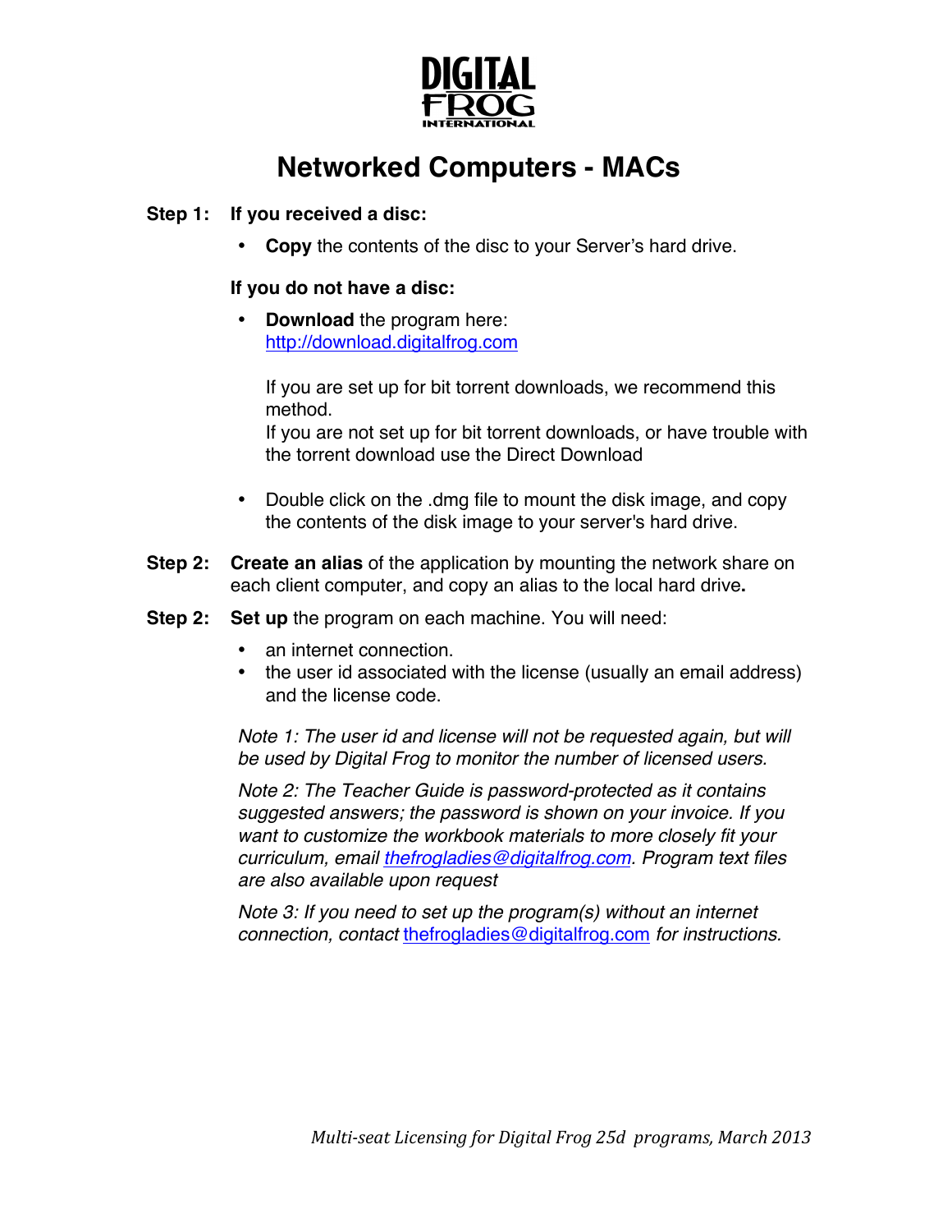DIGITAL FROG INTERNATIONAL

# Networked Computers - MACs

**Step 1: If you received a disc:**

- **Copy** the contents of the disc to your Server's hard drive.

**If you do not have a disc:**

- **Download** the program here: http://download.digitalfrog.com

  If you are set up for bit torrent downloads, we recommend this method.
  If you are not set up for bit torrent downloads, or have trouble with the torrent download use the Direct Download

- Double click on the .dmg file to mount the disk image, and copy the contents of the disk image to your server's hard drive.

**Step 2: Create an alias** of the application by mounting the network share on each client computer, and copy an alias to the local hard drive**.**

**Step 2: Set up** the program on each machine. You will need:

- an internet connection.
- the user id associated with the license (usually an email address) and the license code.

*Note 1: The user id and license will not be requested again, but will be used by Digital Frog to monitor the number of licensed users.*

*Note 2: The Teacher Guide is password-protected as it contains suggested answers; the password is shown on your invoice. If you want to customize the workbook materials to more closely fit your curriculum, email thefrogladies@digitalfrog.com. Program text files are also available upon request*

*Note 3: If you need to set up the program(s) without an internet connection, contact* thefrogladies@digitalfrog.com *for instructions.*